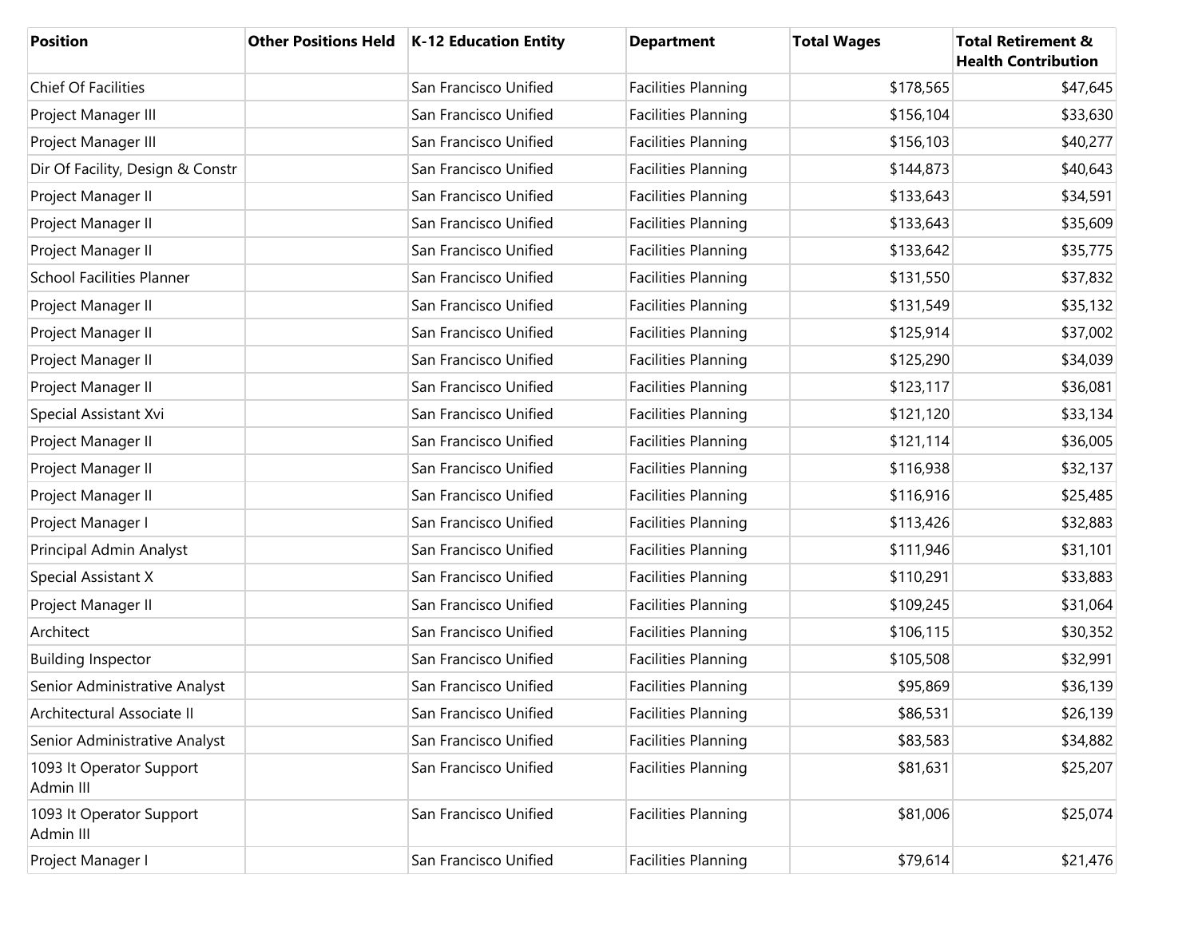| Position | Other Positions Held | K-12 Education Entity | Department | Total Wages | Total Retirement & Health Contribution |
|---|---|---|---|---|---|
| Chief Of Facilities | | San Francisco Unified | Facilities Planning | $178,565 | $47,645 |
| Project Manager III | | San Francisco Unified | Facilities Planning | $156,104 | $33,630 |
| Project Manager III | | San Francisco Unified | Facilities Planning | $156,103 | $40,277 |
| Dir Of Facility, Design & Constr | | San Francisco Unified | Facilities Planning | $144,873 | $40,643 |
| Project Manager II | | San Francisco Unified | Facilities Planning | $133,643 | $34,591 |
| Project Manager II | | San Francisco Unified | Facilities Planning | $133,643 | $35,609 |
| Project Manager II | | San Francisco Unified | Facilities Planning | $133,642 | $35,775 |
| School Facilities Planner | | San Francisco Unified | Facilities Planning | $131,550 | $37,832 |
| Project Manager II | | San Francisco Unified | Facilities Planning | $131,549 | $35,132 |
| Project Manager II | | San Francisco Unified | Facilities Planning | $125,914 | $37,002 |
| Project Manager II | | San Francisco Unified | Facilities Planning | $125,290 | $34,039 |
| Project Manager II | | San Francisco Unified | Facilities Planning | $123,117 | $36,081 |
| Special Assistant Xvi | | San Francisco Unified | Facilities Planning | $121,120 | $33,134 |
| Project Manager II | | San Francisco Unified | Facilities Planning | $121,114 | $36,005 |
| Project Manager II | | San Francisco Unified | Facilities Planning | $116,938 | $32,137 |
| Project Manager II | | San Francisco Unified | Facilities Planning | $116,916 | $25,485 |
| Project Manager I | | San Francisco Unified | Facilities Planning | $113,426 | $32,883 |
| Principal Admin Analyst | | San Francisco Unified | Facilities Planning | $111,946 | $31,101 |
| Special Assistant X | | San Francisco Unified | Facilities Planning | $110,291 | $33,883 |
| Project Manager II | | San Francisco Unified | Facilities Planning | $109,245 | $31,064 |
| Architect | | San Francisco Unified | Facilities Planning | $106,115 | $30,352 |
| Building Inspector | | San Francisco Unified | Facilities Planning | $105,508 | $32,991 |
| Senior Administrative Analyst | | San Francisco Unified | Facilities Planning | $95,869 | $36,139 |
| Architectural Associate II | | San Francisco Unified | Facilities Planning | $86,531 | $26,139 |
| Senior Administrative Analyst | | San Francisco Unified | Facilities Planning | $83,583 | $34,882 |
| 1093 It Operator Support Admin III | | San Francisco Unified | Facilities Planning | $81,631 | $25,207 |
| 1093 It Operator Support Admin III | | San Francisco Unified | Facilities Planning | $81,006 | $25,074 |
| Project Manager I | | San Francisco Unified | Facilities Planning | $79,614 | $21,476 |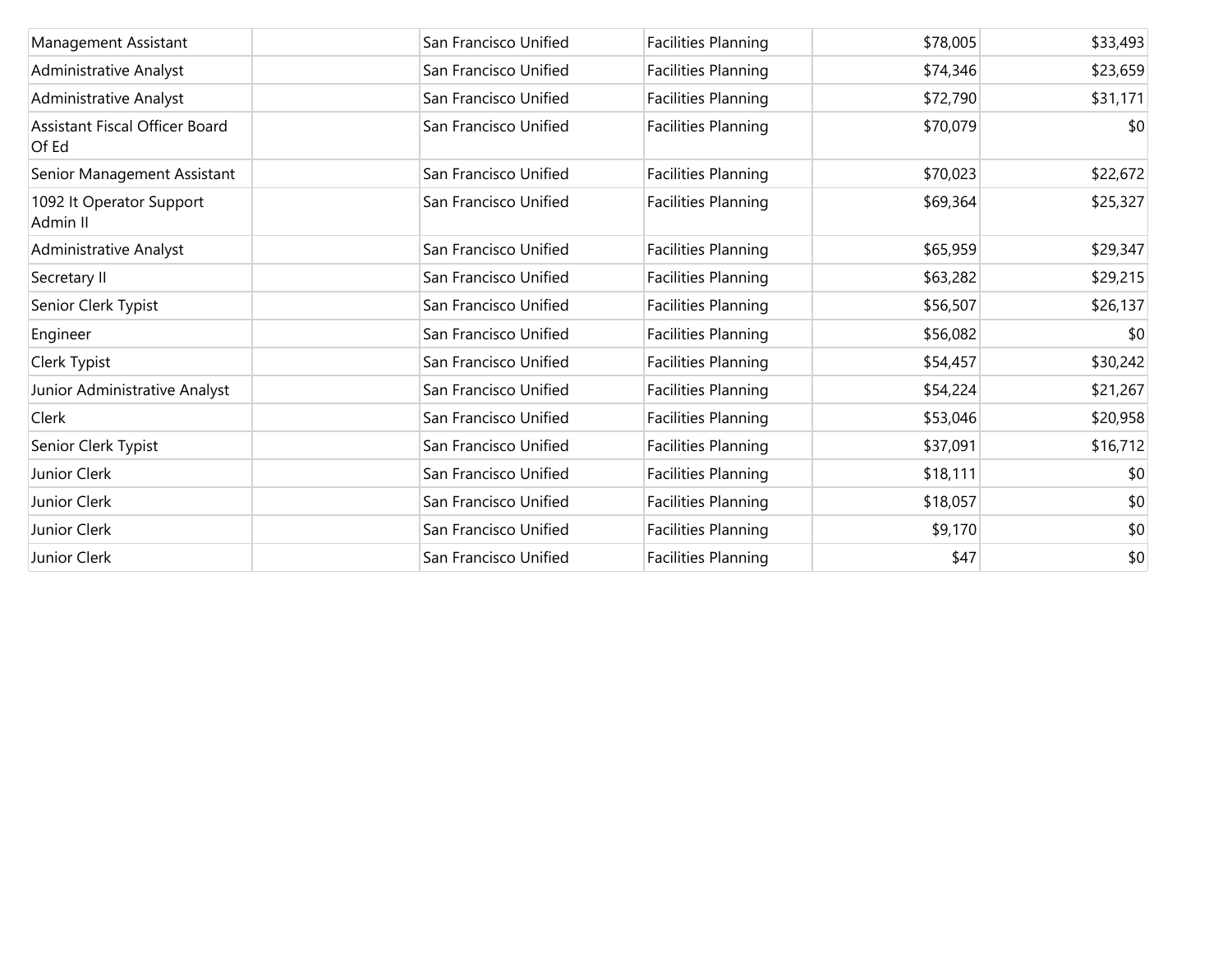| | | | | | |
|---|---|---|---|---|---|
| Management Assistant | | San Francisco Unified | Facilities Planning | $78,005 | $33,493 |
| Administrative Analyst | | San Francisco Unified | Facilities Planning | $74,346 | $23,659 |
| Administrative Analyst | | San Francisco Unified | Facilities Planning | $72,790 | $31,171 |
| Assistant Fiscal Officer Board Of Ed | | San Francisco Unified | Facilities Planning | $70,079 | $0 |
| Senior Management Assistant | | San Francisco Unified | Facilities Planning | $70,023 | $22,672 |
| 1092 It Operator Support Admin II | | San Francisco Unified | Facilities Planning | $69,364 | $25,327 |
| Administrative Analyst | | San Francisco Unified | Facilities Planning | $65,959 | $29,347 |
| Secretary II | | San Francisco Unified | Facilities Planning | $63,282 | $29,215 |
| Senior Clerk Typist | | San Francisco Unified | Facilities Planning | $56,507 | $26,137 |
| Engineer | | San Francisco Unified | Facilities Planning | $56,082 | $0 |
| Clerk Typist | | San Francisco Unified | Facilities Planning | $54,457 | $30,242 |
| Junior Administrative Analyst | | San Francisco Unified | Facilities Planning | $54,224 | $21,267 |
| Clerk | | San Francisco Unified | Facilities Planning | $53,046 | $20,958 |
| Senior Clerk Typist | | San Francisco Unified | Facilities Planning | $37,091 | $16,712 |
| Junior Clerk | | San Francisco Unified | Facilities Planning | $18,111 | $0 |
| Junior Clerk | | San Francisco Unified | Facilities Planning | $18,057 | $0 |
| Junior Clerk | | San Francisco Unified | Facilities Planning | $9,170 | $0 |
| Junior Clerk | | San Francisco Unified | Facilities Planning | $47 | $0 |